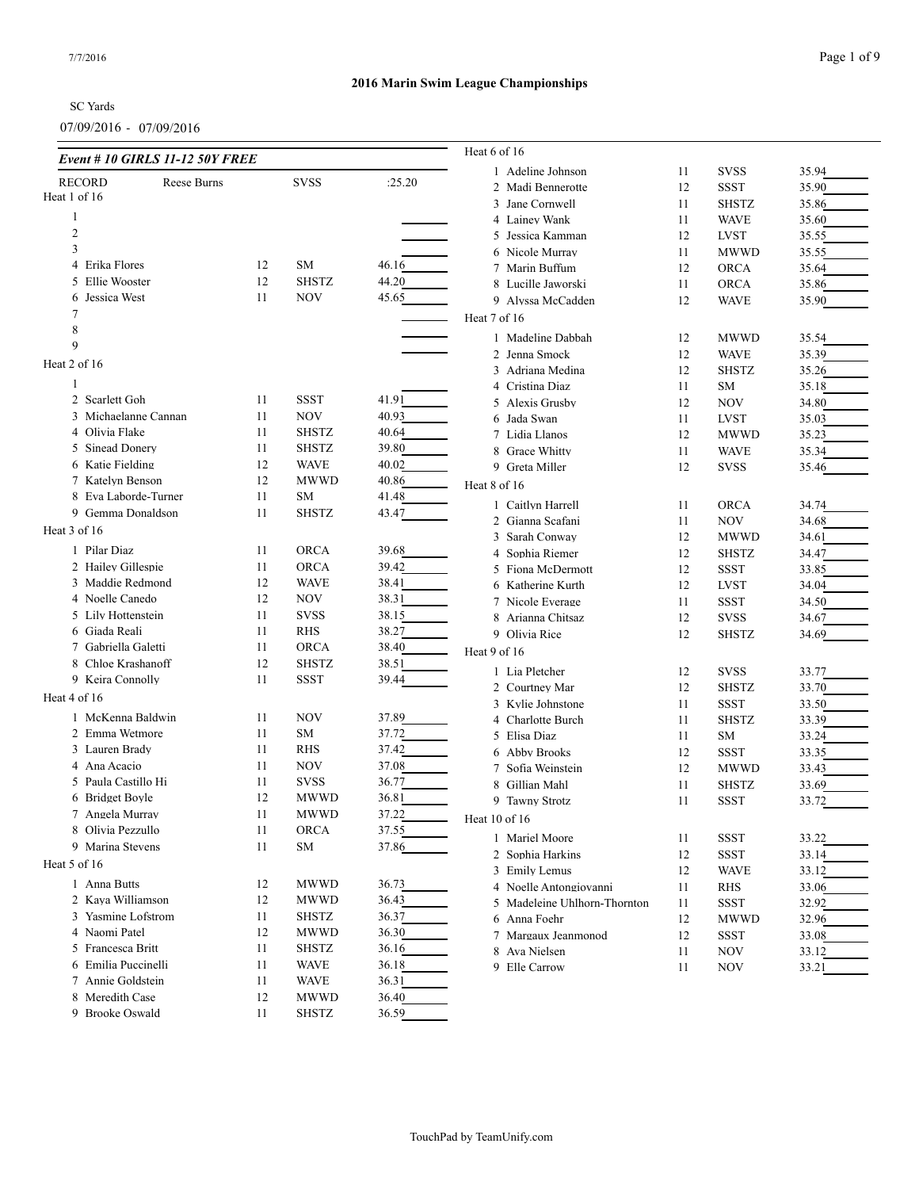## 2016 Marin Swim League Championships

SC Yards

07/09/2016 - 07/09/2016

### *Event # 10 GIRLS 11-12 50Y FREE*

| RECORD | Reese Burns | | SVSS | :25.20 |
|---|---|---|---|---|

**Heat 1 of 16**

| Lane | Name | Age | Team | Seed Time |
|---|---|---|---|---|
| 1 | | | | |
| 2 | | | | |
| 3 | | | | |
| 4 | Erika Flores | 12 | SM | 46.16 |
| 5 | Ellie Wooster | 12 | SHSTZ | 44.20 |
| 6 | Jessica West | 11 | NOV | 45.65 |
| 7 | | | | |
| 8 | | | | |
| 9 | | | | |

**Heat 2 of 16**

| Lane | Name | Age | Team | Seed Time |
|---|---|---|---|---|
| 1 | | | | |
| 2 | Scarlett Goh | 11 | SSST | 41.91 |
| 3 | Michaelanne Cannan | 11 | NOV | 40.93 |
| 4 | Olivia Flake | 11 | SHSTZ | 40.64 |
| 5 | Sinead Donery | 11 | SHSTZ | 39.80 |
| 6 | Katie Fielding | 12 | WAVE | 40.02 |
| 7 | Katelyn Benson | 12 | MWWD | 40.86 |
| 8 | Eva Laborde-Turner | 11 | SM | 41.48 |
| 9 | Gemma Donaldson | 11 | SHSTZ | 43.47 |

**Heat 3 of 16**

| Lane | Name | Age | Team | Seed Time |
|---|---|---|---|---|
| 1 | Pilar Diaz | 11 | ORCA | 39.68 |
| 2 | Hailey Gillespie | 11 | ORCA | 39.42 |
| 3 | Maddie Redmond | 12 | WAVE | 38.41 |
| 4 | Noelle Canedo | 12 | NOV | 38.31 |
| 5 | Lily Hottenstein | 11 | SVSS | 38.15 |
| 6 | Giada Reali | 11 | RHS | 38.27 |
| 7 | Gabriella Galetti | 11 | ORCA | 38.40 |
| 8 | Chloe Krashanoff | 12 | SHSTZ | 38.51 |
| 9 | Keira Connolly | 11 | SSST | 39.44 |

**Heat 4 of 16**

| Lane | Name | Age | Team | Seed Time |
|---|---|---|---|---|
| 1 | McKenna Baldwin | 11 | NOV | 37.89 |
| 2 | Emma Wetmore | 11 | SM | 37.72 |
| 3 | Lauren Brady | 11 | RHS | 37.42 |
| 4 | Ana Acacio | 11 | NOV | 37.08 |
| 5 | Paula Castillo Hi | 11 | SVSS | 36.77 |
| 6 | Bridget Boyle | 12 | MWWD | 36.81 |
| 7 | Angela Murray | 11 | MWWD | 37.22 |
| 8 | Olivia Pezzullo | 11 | ORCA | 37.55 |
| 9 | Marina Stevens | 11 | SM | 37.86 |

**Heat 5 of 16**

| Lane | Name | Age | Team | Seed Time |
|---|---|---|---|---|
| 1 | Anna Butts | 12 | MWWD | 36.73 |
| 2 | Kaya Williamson | 12 | MWWD | 36.43 |
| 3 | Yasmine Lofstrom | 11 | SHSTZ | 36.37 |
| 4 | Naomi Patel | 12 | MWWD | 36.30 |
| 5 | Francesca Britt | 11 | SHSTZ | 36.16 |
| 6 | Emilia Puccinelli | 11 | WAVE | 36.18 |
| 7 | Annie Goldstein | 11 | WAVE | 36.31 |
| 8 | Meredith Case | 12 | MWWD | 36.40 |
| 9 | Brooke Oswald | 11 | SHSTZ | 36.59 |

**Heat 6 of 16**

| Lane | Name | Age | Team | Seed Time |
|---|---|---|---|---|
| 1 | Adeline Johnson | 11 | SVSS | 35.94 |
| 2 | Madi Bennerotte | 12 | SSST | 35.90 |
| 3 | Jane Cornwell | 11 | SHSTZ | 35.86 |
| 4 | Lainey Wank | 11 | WAVE | 35.60 |
| 5 | Jessica Kamman | 12 | LVST | 35.55 |
| 6 | Nicole Murray | 11 | MWWD | 35.55 |
| 7 | Marin Buffum | 12 | ORCA | 35.64 |
| 8 | Lucille Jaworski | 11 | ORCA | 35.86 |
| 9 | Alyssa McCadden | 12 | WAVE | 35.90 |

**Heat 7 of 16**

| Lane | Name | Age | Team | Seed Time |
|---|---|---|---|---|
| 1 | Madeline Dabbah | 12 | MWWD | 35.54 |
| 2 | Jenna Smock | 12 | WAVE | 35.39 |
| 3 | Adriana Medina | 12 | SHSTZ | 35.26 |
| 4 | Cristina Diaz | 11 | SM | 35.18 |
| 5 | Alexis Grusby | 12 | NOV | 34.80 |
| 6 | Jada Swan | 11 | LVST | 35.03 |
| 7 | Lidia Llanos | 12 | MWWD | 35.23 |
| 8 | Grace Whitty | 11 | WAVE | 35.34 |
| 9 | Greta Miller | 12 | SVSS | 35.46 |

**Heat 8 of 16**

| Lane | Name | Age | Team | Seed Time |
|---|---|---|---|---|
| 1 | Caitlyn Harrell | 11 | ORCA | 34.74 |
| 2 | Gianna Scafani | 11 | NOV | 34.68 |
| 3 | Sarah Conway | 12 | MWWD | 34.61 |
| 4 | Sophia Riemer | 12 | SHSTZ | 34.47 |
| 5 | Fiona McDermott | 12 | SSST | 33.85 |
| 6 | Katherine Kurth | 12 | LVST | 34.04 |
| 7 | Nicole Everage | 11 | SSST | 34.50 |
| 8 | Arianna Chitsaz | 12 | SVSS | 34.67 |
| 9 | Olivia Rice | 12 | SHSTZ | 34.69 |

**Heat 9 of 16**

| Lane | Name | Age | Team | Seed Time |
|---|---|---|---|---|
| 1 | Lia Pletcher | 12 | SVSS | 33.77 |
| 2 | Courtney Mar | 12 | SHSTZ | 33.70 |
| 3 | Kylie Johnstone | 11 | SSST | 33.50 |
| 4 | Charlotte Burch | 11 | SHSTZ | 33.39 |
| 5 | Elisa Diaz | 11 | SM | 33.24 |
| 6 | Abby Brooks | 12 | SSST | 33.35 |
| 7 | Sofia Weinstein | 12 | MWWD | 33.43 |
| 8 | Gillian Mahl | 11 | SHSTZ | 33.69 |
| 9 | Tawny Strotz | 11 | SSST | 33.72 |

**Heat 10 of 16**

| Lane | Name | Age | Team | Seed Time |
|---|---|---|---|---|
| 1 | Mariel Moore | 11 | SSST | 33.22 |
| 2 | Sophia Harkins | 12 | SSST | 33.14 |
| 3 | Emily Lemus | 12 | WAVE | 33.12 |
| 4 | Noelle Antongiovanni | 11 | RHS | 33.06 |
| 5 | Madeleine Uhlhorn-Thornton | 11 | SSST | 32.92 |
| 6 | Anna Foehr | 12 | MWWD | 32.96 |
| 7 | Margaux Jeanmonod | 12 | SSST | 33.08 |
| 8 | Ava Nielsen | 11 | NOV | 33.12 |
| 9 | Elle Carrow | 11 | NOV | 33.21 |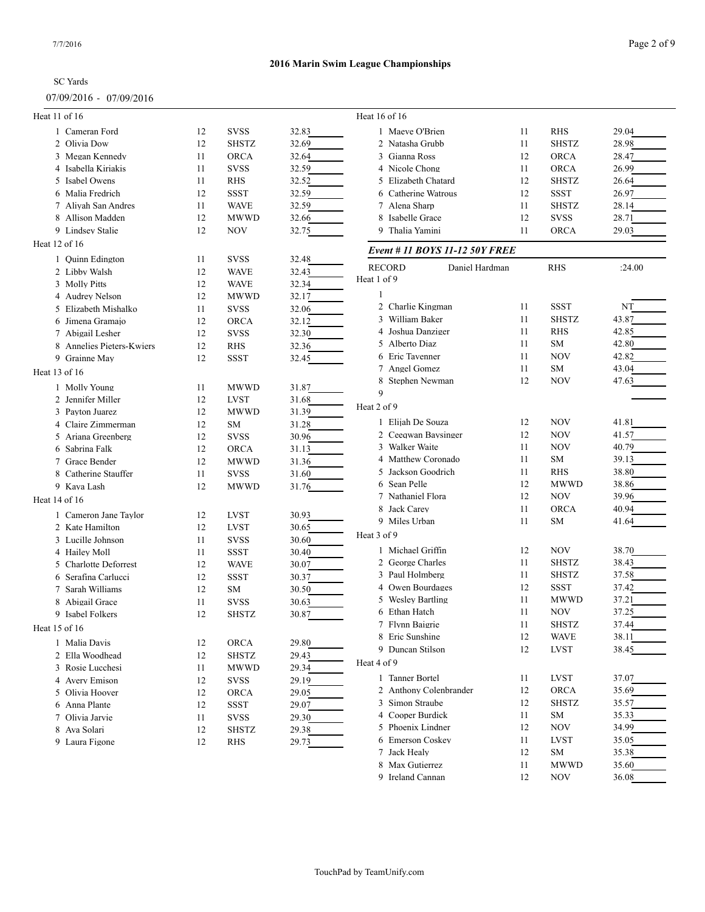## 2016 Marin Swim League Championships

SC Yards

07/09/2016 - 07/09/2016

Heat 11 of 16

| Lane | Name | Age | Team | Seed Time |
|---|---|---|---|---|
| 1 | Cameran Ford | 12 | SVSS | 32.83 |
| 2 | Olivia Dow | 12 | SHSTZ | 32.69 |
| 3 | Megan Kennedy | 11 | ORCA | 32.64 |
| 4 | Isabella Kiriakis | 11 | SVSS | 32.59 |
| 5 | Isabel Owens | 11 | RHS | 32.52 |
| 6 | Malia Fredrich | 12 | SSST | 32.59 |
| 7 | Aliyah San Andres | 11 | WAVE | 32.59 |
| 8 | Allison Madden | 12 | MWWD | 32.66 |
| 9 | Lindsey Stalie | 12 | NOV | 32.75 |

Heat 12 of 16

| Lane | Name | Age | Team | Seed Time |
|---|---|---|---|---|
| 1 | Quinn Edington | 11 | SVSS | 32.48 |
| 2 | Libby Walsh | 12 | WAVE | 32.43 |
| 3 | Molly Pitts | 12 | WAVE | 32.34 |
| 4 | Audrey Nelson | 12 | MWWD | 32.17 |
| 5 | Elizabeth Mishalko | 11 | SVSS | 32.06 |
| 6 | Jimena Gramajo | 12 | ORCA | 32.12 |
| 7 | Abigail Lesher | 12 | SVSS | 32.30 |
| 8 | Annelies Pieters-Kwiers | 12 | RHS | 32.36 |
| 9 | Grainne May | 12 | SSST | 32.45 |

Heat 13 of 16

| Lane | Name | Age | Team | Seed Time |
|---|---|---|---|---|
| 1 | Molly Young | 11 | MWWD | 31.87 |
| 2 | Jennifer Miller | 12 | LVST | 31.68 |
| 3 | Payton Juarez | 12 | MWWD | 31.39 |
| 4 | Claire Zimmerman | 12 | SM | 31.28 |
| 5 | Ariana Greenberg | 12 | SVSS | 30.96 |
| 6 | Sabrina Falk | 12 | ORCA | 31.13 |
| 7 | Grace Bender | 12 | MWWD | 31.36 |
| 8 | Catherine Stauffer | 11 | SVSS | 31.60 |
| 9 | Kaya Lash | 12 | MWWD | 31.76 |

Heat 14 of 16

| Lane | Name | Age | Team | Seed Time |
|---|---|---|---|---|
| 1 | Cameron Jane Taylor | 12 | LVST | 30.93 |
| 2 | Kate Hamilton | 12 | LVST | 30.65 |
| 3 | Lucille Johnson | 11 | SVSS | 30.60 |
| 4 | Hailey Moll | 11 | SSST | 30.40 |
| 5 | Charlotte Deforrest | 12 | WAVE | 30.07 |
| 6 | Serafina Carlucci | 12 | SSST | 30.37 |
| 7 | Sarah Williams | 12 | SM | 30.50 |
| 8 | Abigail Grace | 11 | SVSS | 30.63 |
| 9 | Isabel Folkers | 12 | SHSTZ | 30.87 |

Heat 15 of 16

| Lane | Name | Age | Team | Seed Time |
|---|---|---|---|---|
| 1 | Malia Davis | 12 | ORCA | 29.80 |
| 2 | Ella Woodhead | 12 | SHSTZ | 29.43 |
| 3 | Rosie Lucchesi | 11 | MWWD | 29.34 |
| 4 | Avery Emison | 12 | SVSS | 29.19 |
| 5 | Olivia Hoover | 12 | ORCA | 29.05 |
| 6 | Anna Plante | 12 | SSST | 29.07 |
| 7 | Olivia Jarvie | 11 | SVSS | 29.30 |
| 8 | Ava Solari | 12 | SHSTZ | 29.38 |
| 9 | Laura Figone | 12 | RHS | 29.73 |

Heat 16 of 16

| Lane | Name | Age | Team | Seed Time |
|---|---|---|---|---|
| 1 | Maeve O'Brien | 11 | RHS | 29.04 |
| 2 | Natasha Grubb | 11 | SHSTZ | 28.98 |
| 3 | Gianna Ross | 12 | ORCA | 28.47 |
| 4 | Nicole Chong | 11 | ORCA | 26.99 |
| 5 | Elizabeth Chatard | 12 | SHSTZ | 26.64 |
| 6 | Catherine Watrous | 12 | SSST | 26.97 |
| 7 | Alena Sharp | 11 | SHSTZ | 28.14 |
| 8 | Isabelle Grace | 12 | SVSS | 28.71 |
| 9 | Thalia Yamini | 11 | ORCA | 29.03 |

### *Event # 11 BOYS 11-12 50Y FREE*

RECORD Daniel Hardman RHS :24.00

Heat 1 of 9

| Lane | Name | Age | Team | Seed Time |
|---|---|---|---|---|
| 1 | | | | |
| 2 | Charlie Kingman | 11 | SSST | NT |
| 3 | William Baker | 11 | SHSTZ | 43.87 |
| 4 | Joshua Danziger | 11 | RHS | 42.85 |
| 5 | Alberto Diaz | 11 | SM | 42.80 |
| 6 | Eric Tavenner | 11 | NOV | 42.82 |
| 7 | Angel Gomez | 11 | SM | 43.04 |
| 8 | Stephen Newman | 12 | NOV | 47.63 |
| 9 | | | | |

Heat 2 of 9

| Lane | Name | Age | Team | Seed Time |
|---|---|---|---|---|
| 1 | Elijah De Souza | 12 | NOV | 41.81 |
| 2 | Ceeqwan Baysinger | 12 | NOV | 41.57 |
| 3 | Walker Waite | 11 | NOV | 40.79 |
| 4 | Matthew Coronado | 11 | SM | 39.13 |
| 5 | Jackson Goodrich | 11 | RHS | 38.80 |
| 6 | Sean Pelle | 12 | MWWD | 38.86 |
| 7 | Nathaniel Flora | 12 | NOV | 39.96 |
| 8 | Jack Carey | 11 | ORCA | 40.94 |
| 9 | Miles Urban | 11 | SM | 41.64 |

Heat 3 of 9

| Lane | Name | Age | Team | Seed Time |
|---|---|---|---|---|
| 1 | Michael Griffin | 12 | NOV | 38.70 |
| 2 | George Charles | 11 | SHSTZ | 38.43 |
| 3 | Paul Holmberg | 11 | SHSTZ | 37.58 |
| 4 | Owen Bourdages | 12 | SSST | 37.42 |
| 5 | Wesley Bartling | 11 | MWWD | 37.21 |
| 6 | Ethan Hatch | 11 | NOV | 37.25 |
| 7 | Flynn Baigrie | 11 | SHSTZ | 37.44 |
| 8 | Eric Sunshine | 12 | WAVE | 38.11 |
| 9 | Duncan Stilson | 12 | LVST | 38.45 |

Heat 4 of 9

| Lane | Name | Age | Team | Seed Time |
|---|---|---|---|---|
| 1 | Tanner Bortel | 11 | LVST | 37.07 |
| 2 | Anthony Colenbrander | 12 | ORCA | 35.69 |
| 3 | Simon Straube | 12 | SHSTZ | 35.57 |
| 4 | Cooper Burdick | 11 | SM | 35.33 |
| 5 | Phoenix Lindner | 12 | NOV | 34.99 |
| 6 | Emerson Coskey | 11 | LVST | 35.05 |
| 7 | Jack Healy | 12 | SM | 35.38 |
| 8 | Max Gutierrez | 11 | MWWD | 35.60 |
| 9 | Ireland Cannan | 12 | NOV | 36.08 |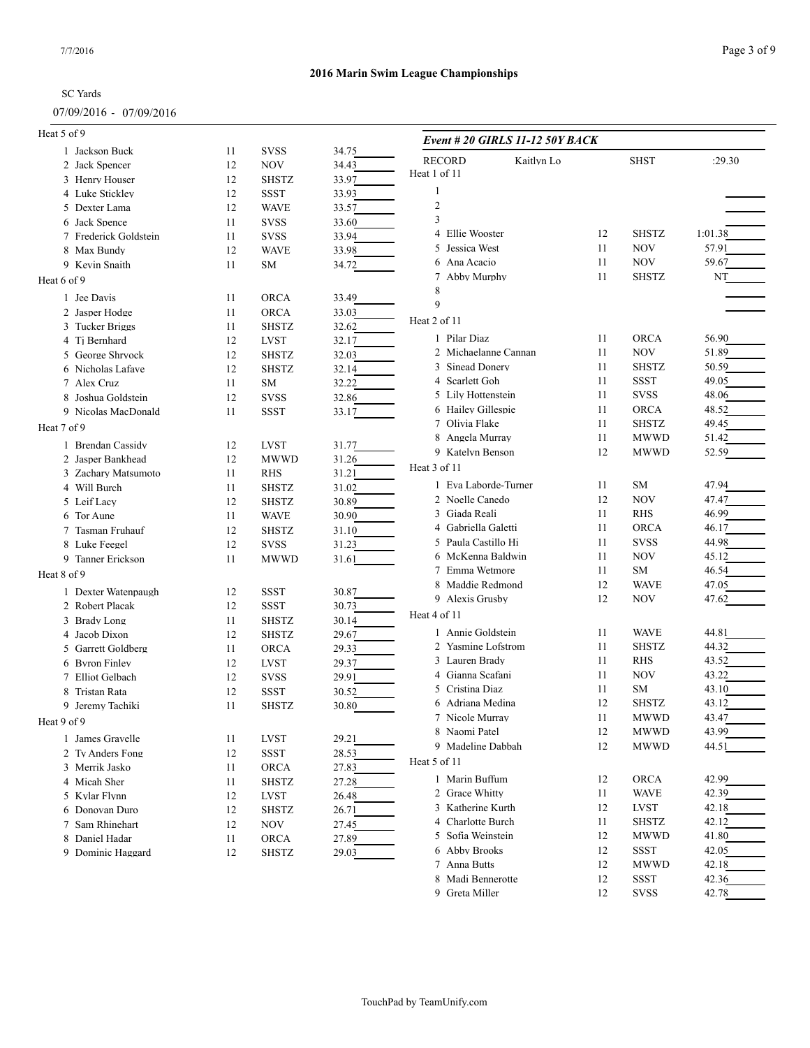## 2016 Marin Swim League Championships

SC Yards

07/09/2016 - 07/09/2016

### Heat 5 of 9

| Lane | Name | Age | Team | Seed Time |
|---|---|---|---|---|
| 1 | Jackson Buck | 11 | SVSS | 34.75 |
| 2 | Jack Spencer | 12 | NOV | 34.43 |
| 3 | Henry Houser | 12 | SHSTZ | 33.97 |
| 4 | Luke Stickley | 12 | SSST | 33.93 |
| 5 | Dexter Lama | 12 | WAVE | 33.57 |
| 6 | Jack Spence | 11 | SVSS | 33.60 |
| 7 | Frederick Goldstein | 11 | SVSS | 33.94 |
| 8 | Max Bundy | 12 | WAVE | 33.98 |
| 9 | Kevin Snaith | 11 | SM | 34.72 |

### Heat 6 of 9

| Lane | Name | Age | Team | Seed Time |
|---|---|---|---|---|
| 1 | Jee Davis | 11 | ORCA | 33.49 |
| 2 | Jasper Hodge | 11 | ORCA | 33.03 |
| 3 | Tucker Briggs | 11 | SHSTZ | 32.62 |
| 4 | Tj Bernhard | 12 | LVST | 32.17 |
| 5 | George Shryock | 12 | SHSTZ | 32.03 |
| 6 | Nicholas Lafaye | 12 | SHSTZ | 32.14 |
| 7 | Alex Cruz | 11 | SM | 32.22 |
| 8 | Joshua Goldstein | 12 | SVSS | 32.86 |
| 9 | Nicolas MacDonald | 11 | SSST | 33.17 |

### Heat 7 of 9

| Lane | Name | Age | Team | Seed Time |
|---|---|---|---|---|
| 1 | Brendan Cassidy | 12 | LVST | 31.77 |
| 2 | Jasper Bankhead | 12 | MWWD | 31.26 |
| 3 | Zachary Matsumoto | 11 | RHS | 31.21 |
| 4 | Will Burch | 11 | SHSTZ | 31.02 |
| 5 | Leif Lacy | 12 | SHSTZ | 30.89 |
| 6 | Tor Aune | 11 | WAVE | 30.90 |
| 7 | Tasman Fruhauf | 12 | SHSTZ | 31.10 |
| 8 | Luke Feegel | 12 | SVSS | 31.23 |
| 9 | Tanner Erickson | 11 | MWWD | 31.61 |

### Heat 8 of 9

| Lane | Name | Age | Team | Seed Time |
|---|---|---|---|---|
| 1 | Dexter Watenpaugh | 12 | SSST | 30.87 |
| 2 | Robert Placak | 12 | SSST | 30.73 |
| 3 | Brady Long | 11 | SHSTZ | 30.14 |
| 4 | Jacob Dixon | 12 | SHSTZ | 29.67 |
| 5 | Garrett Goldberg | 11 | ORCA | 29.33 |
| 6 | Byron Finley | 12 | LVST | 29.37 |
| 7 | Elliot Gelbach | 12 | SVSS | 29.91 |
| 8 | Tristan Rata | 12 | SSST | 30.52 |
| 9 | Jeremy Tachiki | 11 | SHSTZ | 30.80 |

### Heat 9 of 9

| Lane | Name | Age | Team | Seed Time |
|---|---|---|---|---|
| 1 | James Gravelle | 11 | LVST | 29.21 |
| 2 | Ty Anders Fong | 12 | SSST | 28.53 |
| 3 | Merrik Jasko | 11 | ORCA | 27.83 |
| 4 | Micah Sher | 11 | SHSTZ | 27.28 |
| 5 | Kylar Flynn | 12 | LVST | 26.48 |
| 6 | Donovan Duro | 12 | SHSTZ | 26.71 |
| 7 | Sam Rhinehart | 12 | NOV | 27.45 |
| 8 | Daniel Hadar | 11 | ORCA | 27.89 |
| 9 | Dominic Haggard | 12 | SHSTZ | 29.03 |

## *Event # 20 GIRLS 11-12 50Y BACK*

RECORD Kaitlyn Lo SHST :29.30

### Heat 1 of 11

| Lane | Name | Age | Team | Seed Time |
|---|---|---|---|---|
| 1 | | | | |
| 2 | | | | |
| 3 | | | | |
| 4 | Ellie Wooster | 12 | SHSTZ | 1:01.38 |
| 5 | Jessica West | 11 | NOV | 57.91 |
| 6 | Ana Acacio | 11 | NOV | 59.67 |
| 7 | Abby Murphy | 11 | SHSTZ | NT |
| 8 | | | | |
| 9 | | | | |

### Heat 2 of 11

| Lane | Name | Age | Team | Seed Time |
|---|---|---|---|---|
| 1 | Pilar Diaz | 11 | ORCA | 56.90 |
| 2 | Michaelanne Cannan | 11 | NOV | 51.89 |
| 3 | Sinead Donery | 11 | SHSTZ | 50.59 |
| 4 | Scarlett Goh | 11 | SSST | 49.05 |
| 5 | Lily Hottenstein | 11 | SVSS | 48.06 |
| 6 | Hailey Gillespie | 11 | ORCA | 48.52 |
| 7 | Olivia Flake | 11 | SHSTZ | 49.45 |
| 8 | Angela Murray | 11 | MWWD | 51.42 |
| 9 | Katelyn Benson | 12 | MWWD | 52.59 |

### Heat 3 of 11

| Lane | Name | Age | Team | Seed Time |
|---|---|---|---|---|
| 1 | Eva Laborde-Turner | 11 | SM | 47.94 |
| 2 | Noelle Canedo | 12 | NOV | 47.47 |
| 3 | Giada Reali | 11 | RHS | 46.99 |
| 4 | Gabriella Galetti | 11 | ORCA | 46.17 |
| 5 | Paula Castillo Hi | 11 | SVSS | 44.98 |
| 6 | McKenna Baldwin | 11 | NOV | 45.12 |
| 7 | Emma Wetmore | 11 | SM | 46.54 |
| 8 | Maddie Redmond | 12 | WAVE | 47.05 |
| 9 | Alexis Grusby | 12 | NOV | 47.62 |

### Heat 4 of 11

| Lane | Name | Age | Team | Seed Time |
|---|---|---|---|---|
| 1 | Annie Goldstein | 11 | WAVE | 44.81 |
| 2 | Yasmine Lofstrom | 11 | SHSTZ | 44.32 |
| 3 | Lauren Brady | 11 | RHS | 43.52 |
| 4 | Gianna Scafani | 11 | NOV | 43.22 |
| 5 | Cristina Diaz | 11 | SM | 43.10 |
| 6 | Adriana Medina | 12 | SHSTZ | 43.12 |
| 7 | Nicole Murray | 11 | MWWD | 43.47 |
| 8 | Naomi Patel | 12 | MWWD | 43.99 |
| 9 | Madeline Dabbah | 12 | MWWD | 44.51 |

### Heat 5 of 11

| Lane | Name | Age | Team | Seed Time |
|---|---|---|---|---|
| 1 | Marin Buffum | 12 | ORCA | 42.99 |
| 2 | Grace Whitty | 11 | WAVE | 42.39 |
| 3 | Katherine Kurth | 12 | LVST | 42.18 |
| 4 | Charlotte Burch | 11 | SHSTZ | 42.12 |
| 5 | Sofia Weinstein | 12 | MWWD | 41.80 |
| 6 | Abby Brooks | 12 | SSST | 42.05 |
| 7 | Anna Butts | 12 | MWWD | 42.18 |
| 8 | Madi Bennerotte | 12 | SSST | 42.36 |
| 9 | Greta Miller | 12 | SVSS | 42.78 |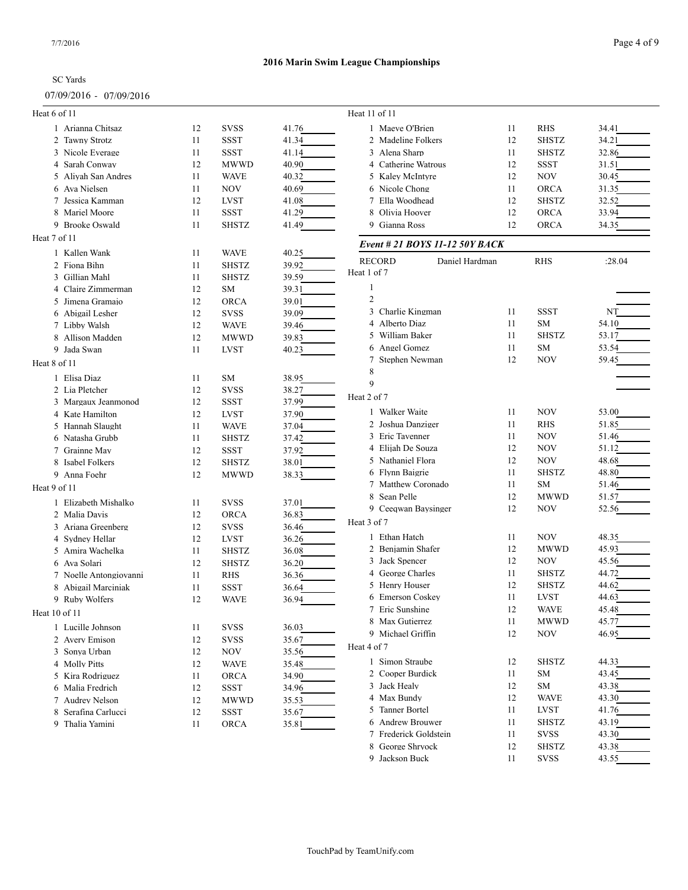**2016 Marin Swim League Championships**

SC Yards

07/09/2016 - 07/09/2016

Heat 6 of 11

| Lane | Name | Age | Team | Seed Time |
|---|---|---|---|---|
| 1 | Arianna Chitsaz | 12 | SVSS | 41.76 |
| 2 | Tawny Strotz | 11 | SSST | 41.34 |
| 3 | Nicole Everage | 11 | SSST | 41.14 |
| 4 | Sarah Conway | 12 | MWWD | 40.90 |
| 5 | Aliyah San Andres | 11 | WAVE | 40.32 |
| 6 | Ava Nielsen | 11 | NOV | 40.69 |
| 7 | Jessica Kamman | 12 | LVST | 41.08 |
| 8 | Mariel Moore | 11 | SSST | 41.29 |
| 9 | Brooke Oswald | 11 | SHSTZ | 41.49 |

Heat 7 of 11

| Lane | Name | Age | Team | Seed Time |
|---|---|---|---|---|
| 1 | Kallen Wank | 11 | WAVE | 40.25 |
| 2 | Fiona Bihn | 11 | SHSTZ | 39.92 |
| 3 | Gillian Mahl | 11 | SHSTZ | 39.59 |
| 4 | Claire Zimmerman | 12 | SM | 39.31 |
| 5 | Jimena Gramajo | 12 | ORCA | 39.01 |
| 6 | Abigail Lesher | 12 | SVSS | 39.09 |
| 7 | Libby Walsh | 12 | WAVE | 39.46 |
| 8 | Allison Madden | 12 | MWWD | 39.83 |
| 9 | Jada Swan | 11 | LVST | 40.23 |

Heat 8 of 11

| Lane | Name | Age | Team | Seed Time |
|---|---|---|---|---|
| 1 | Elisa Diaz | 11 | SM | 38.95 |
| 2 | Lia Pletcher | 12 | SVSS | 38.27 |
| 3 | Margaux Jeanmonod | 12 | SSST | 37.99 |
| 4 | Kate Hamilton | 12 | LVST | 37.90 |
| 5 | Hannah Slaught | 11 | WAVE | 37.04 |
| 6 | Natasha Grubb | 11 | SHSTZ | 37.42 |
| 7 | Grainne May | 12 | SSST | 37.92 |
| 8 | Isabel Folkers | 12 | SHSTZ | 38.01 |
| 9 | Anna Foehr | 12 | MWWD | 38.33 |

Heat 9 of 11

| Lane | Name | Age | Team | Seed Time |
|---|---|---|---|---|
| 1 | Elizabeth Mishalko | 11 | SVSS | 37.01 |
| 2 | Malia Davis | 12 | ORCA | 36.83 |
| 3 | Ariana Greenberg | 12 | SVSS | 36.46 |
| 4 | Sydney Hellar | 12 | LVST | 36.26 |
| 5 | Amira Wachelka | 11 | SHSTZ | 36.08 |
| 6 | Ava Solari | 12 | SHSTZ | 36.20 |
| 7 | Noelle Antongiovanni | 11 | RHS | 36.36 |
| 8 | Abigail Marciniak | 11 | SSST | 36.64 |
| 9 | Ruby Wolfers | 12 | WAVE | 36.94 |

Heat 10 of 11

| Lane | Name | Age | Team | Seed Time |
|---|---|---|---|---|
| 1 | Lucille Johnson | 11 | SVSS | 36.03 |
| 2 | Avery Emison | 12 | SVSS | 35.67 |
| 3 | Sonya Urban | 12 | NOV | 35.56 |
| 4 | Molly Pitts | 12 | WAVE | 35.48 |
| 5 | Kira Rodriguez | 11 | ORCA | 34.90 |
| 6 | Malia Fredrich | 12 | SSST | 34.96 |
| 7 | Audrey Nelson | 12 | MWWD | 35.53 |
| 8 | Serafina Carlucci | 12 | SSST | 35.67 |
| 9 | Thalia Yamini | 11 | ORCA | 35.81 |

Heat 11 of 11

| Lane | Name | Age | Team | Seed Time |
|---|---|---|---|---|
| 1 | Maeve O'Brien | 11 | RHS | 34.41 |
| 2 | Madeline Folkers | 12 | SHSTZ | 34.21 |
| 3 | Alena Sharp | 11 | SHSTZ | 32.86 |
| 4 | Catherine Watrous | 12 | SSST | 31.51 |
| 5 | Kaley McIntyre | 12 | NOV | 30.45 |
| 6 | Nicole Chong | 11 | ORCA | 31.35 |
| 7 | Ella Woodhead | 12 | SHSTZ | 32.52 |
| 8 | Olivia Hoover | 12 | ORCA | 33.94 |
| 9 | Gianna Ross | 12 | ORCA | 34.35 |

### *Event # 21 BOYS 11-12 50Y BACK*

RECORD Daniel Hardman RHS :28.04

Heat 1 of 7

| Lane | Name | Age | Team | Seed Time |
|---|---|---|---|---|
| 1 | | | | |
| 2 | | | | |
| 3 | Charlie Kingman | 11 | SSST | NT |
| 4 | Alberto Diaz | 11 | SM | 54.10 |
| 5 | William Baker | 11 | SHSTZ | 53.17 |
| 6 | Angel Gomez | 11 | SM | 53.54 |
| 7 | Stephen Newman | 12 | NOV | 59.45 |
| 8 | | | | |
| 9 | | | | |

Heat 2 of 7

| Lane | Name | Age | Team | Seed Time |
|---|---|---|---|---|
| 1 | Walker Waite | 11 | NOV | 53.00 |
| 2 | Joshua Danziger | 11 | RHS | 51.85 |
| 3 | Eric Tavenner | 11 | NOV | 51.46 |
| 4 | Elijah De Souza | 12 | NOV | 51.12 |
| 5 | Nathaniel Flora | 12 | NOV | 48.68 |
| 6 | Flynn Baigrie | 11 | SHSTZ | 48.80 |
| 7 | Matthew Coronado | 11 | SM | 51.46 |
| 8 | Sean Pelle | 12 | MWWD | 51.57 |
| 9 | Ceeqwan Baysinger | 12 | NOV | 52.56 |

Heat 3 of 7

| Lane | Name | Age | Team | Seed Time |
|---|---|---|---|---|
| 1 | Ethan Hatch | 11 | NOV | 48.35 |
| 2 | Benjamin Shafer | 12 | MWWD | 45.93 |
| 3 | Jack Spencer | 12 | NOV | 45.56 |
| 4 | George Charles | 11 | SHSTZ | 44.72 |
| 5 | Henry Houser | 12 | SHSTZ | 44.62 |
| 6 | Emerson Coskey | 11 | LVST | 44.63 |
| 7 | Eric Sunshine | 12 | WAVE | 45.48 |
| 8 | Max Gutierrez | 11 | MWWD | 45.77 |
| 9 | Michael Griffin | 12 | NOV | 46.95 |

Heat 4 of 7

| Lane | Name | Age | Team | Seed Time |
|---|---|---|---|---|
| 1 | Simon Straube | 12 | SHSTZ | 44.33 |
| 2 | Cooper Burdick | 11 | SM | 43.45 |
| 3 | Jack Healy | 12 | SM | 43.38 |
| 4 | Max Bundy | 12 | WAVE | 43.30 |
| 5 | Tanner Bortel | 11 | LVST | 41.76 |
| 6 | Andrew Brouwer | 11 | SHSTZ | 43.19 |
| 7 | Frederick Goldstein | 11 | SVSS | 43.30 |
| 8 | George Shryock | 12 | SHSTZ | 43.38 |
| 9 | Jackson Buck | 11 | SVSS | 43.55 |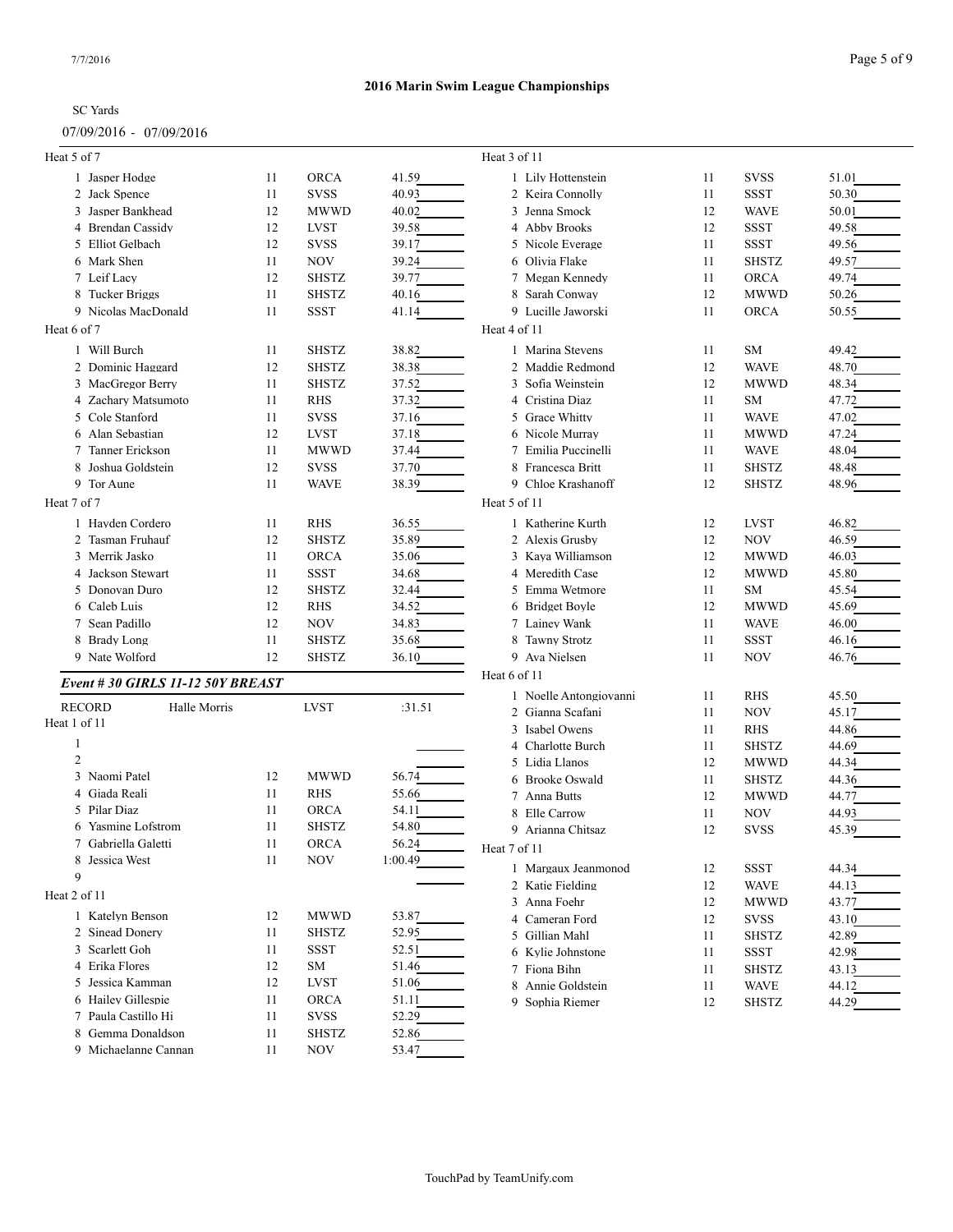**2016 Marin Swim League Championships**

SC Yards

07/09/2016 - 07/09/2016

Heat 5 of 7

| Lane | Name | Age | Team | Seed Time |
|---|---|---|---|---|
| 1 | Jasper Hodge | 11 | ORCA | 41.59 |
| 2 | Jack Spence | 11 | SVSS | 40.93 |
| 3 | Jasper Bankhead | 12 | MWWD | 40.02 |
| 4 | Brendan Cassidy | 12 | LVST | 39.58 |
| 5 | Elliot Gelbach | 12 | SVSS | 39.17 |
| 6 | Mark Shen | 11 | NOV | 39.24 |
| 7 | Leif Lacy | 12 | SHSTZ | 39.77 |
| 8 | Tucker Briggs | 11 | SHSTZ | 40.16 |
| 9 | Nicolas MacDonald | 11 | SSST | 41.14 |

Heat 6 of 7

| Lane | Name | Age | Team | Seed Time |
|---|---|---|---|---|
| 1 | Will Burch | 11 | SHSTZ | 38.82 |
| 2 | Dominic Haggard | 12 | SHSTZ | 38.38 |
| 3 | MacGregor Berry | 11 | SHSTZ | 37.52 |
| 4 | Zachary Matsumoto | 11 | RHS | 37.32 |
| 5 | Cole Stanford | 11 | SVSS | 37.16 |
| 6 | Alan Sebastian | 12 | LVST | 37.18 |
| 7 | Tanner Erickson | 11 | MWWD | 37.44 |
| 8 | Joshua Goldstein | 12 | SVSS | 37.70 |
| 9 | Tor Aune | 11 | WAVE | 38.39 |

Heat 7 of 7

| Lane | Name | Age | Team | Seed Time |
|---|---|---|---|---|
| 1 | Hayden Cordero | 11 | RHS | 36.55 |
| 2 | Tasman Fruhauf | 12 | SHSTZ | 35.89 |
| 3 | Merrik Jasko | 11 | ORCA | 35.06 |
| 4 | Jackson Stewart | 11 | SSST | 34.68 |
| 5 | Donovan Duro | 12 | SHSTZ | 32.44 |
| 6 | Caleb Luis | 12 | RHS | 34.52 |
| 7 | Sean Padillo | 12 | NOV | 34.83 |
| 8 | Brady Long | 11 | SHSTZ | 35.68 |
| 9 | Nate Wolford | 12 | SHSTZ | 36.10 |

### *Event # 30 GIRLS 11-12 50Y BREAST*

RECORD Halle Morris LVST :31.51

Heat 1 of 11

| Lane | Name | Age | Team | Seed Time |
|---|---|---|---|---|
| 1 | | | | |
| 2 | | | | |
| 3 | Naomi Patel | 12 | MWWD | 56.74 |
| 4 | Giada Reali | 11 | RHS | 55.66 |
| 5 | Pilar Diaz | 11 | ORCA | 54.11 |
| 6 | Yasmine Lofstrom | 11 | SHSTZ | 54.80 |
| 7 | Gabriella Galetti | 11 | ORCA | 56.24 |
| 8 | Jessica West | 11 | NOV | 1:00.49 |
| 9 | | | | |

Heat 2 of 11

| Lane | Name | Age | Team | Seed Time |
|---|---|---|---|---|
| 1 | Katelyn Benson | 12 | MWWD | 53.87 |
| 2 | Sinead Donery | 11 | SHSTZ | 52.95 |
| 3 | Scarlett Goh | 11 | SSST | 52.51 |
| 4 | Erika Flores | 12 | SM | 51.46 |
| 5 | Jessica Kamman | 12 | LVST | 51.06 |
| 6 | Hailey Gillespie | 11 | ORCA | 51.11 |
| 7 | Paula Castillo Hi | 11 | SVSS | 52.29 |
| 8 | Gemma Donaldson | 11 | SHSTZ | 52.86 |
| 9 | Michaelanne Cannan | 11 | NOV | 53.47 |

Heat 3 of 11

| Lane | Name | Age | Team | Seed Time |
|---|---|---|---|---|
| 1 | Lily Hottenstein | 11 | SVSS | 51.01 |
| 2 | Keira Connolly | 11 | SSST | 50.30 |
| 3 | Jenna Smock | 12 | WAVE | 50.01 |
| 4 | Abby Brooks | 12 | SSST | 49.58 |
| 5 | Nicole Everage | 11 | SSST | 49.56 |
| 6 | Olivia Flake | 11 | SHSTZ | 49.57 |
| 7 | Megan Kennedy | 11 | ORCA | 49.74 |
| 8 | Sarah Conway | 12 | MWWD | 50.26 |
| 9 | Lucille Jaworski | 11 | ORCA | 50.55 |

Heat 4 of 11

| Lane | Name | Age | Team | Seed Time |
|---|---|---|---|---|
| 1 | Marina Stevens | 11 | SM | 49.42 |
| 2 | Maddie Redmond | 12 | WAVE | 48.70 |
| 3 | Sofia Weinstein | 12 | MWWD | 48.34 |
| 4 | Cristina Diaz | 11 | SM | 47.72 |
| 5 | Grace Whitty | 11 | WAVE | 47.02 |
| 6 | Nicole Murray | 11 | MWWD | 47.24 |
| 7 | Emilia Puccinelli | 11 | WAVE | 48.04 |
| 8 | Francesca Britt | 11 | SHSTZ | 48.48 |
| 9 | Chloe Krashanoff | 12 | SHSTZ | 48.96 |

Heat 5 of 11

| Lane | Name | Age | Team | Seed Time |
|---|---|---|---|---|
| 1 | Katherine Kurth | 12 | LVST | 46.82 |
| 2 | Alexis Grusby | 12 | NOV | 46.59 |
| 3 | Kaya Williamson | 12 | MWWD | 46.03 |
| 4 | Meredith Case | 12 | MWWD | 45.80 |
| 5 | Emma Wetmore | 11 | SM | 45.54 |
| 6 | Bridget Boyle | 12 | MWWD | 45.69 |
| 7 | Lainey Wank | 11 | WAVE | 46.00 |
| 8 | Tawny Strotz | 11 | SSST | 46.16 |
| 9 | Ava Nielsen | 11 | NOV | 46.76 |

Heat 6 of 11

| Lane | Name | Age | Team | Seed Time |
|---|---|---|---|---|
| 1 | Noelle Antongiovanni | 11 | RHS | 45.50 |
| 2 | Gianna Scafani | 11 | NOV | 45.17 |
| 3 | Isabel Owens | 11 | RHS | 44.86 |
| 4 | Charlotte Burch | 11 | SHSTZ | 44.69 |
| 5 | Lidia Llanos | 12 | MWWD | 44.34 |
| 6 | Brooke Oswald | 11 | SHSTZ | 44.36 |
| 7 | Anna Butts | 12 | MWWD | 44.77 |
| 8 | Elle Carrow | 11 | NOV | 44.93 |
| 9 | Arianna Chitsaz | 12 | SVSS | 45.39 |

Heat 7 of 11

| Lane | Name | Age | Team | Seed Time |
|---|---|---|---|---|
| 1 | Margaux Jeanmonod | 12 | SSST | 44.34 |
| 2 | Katie Fielding | 12 | WAVE | 44.13 |
| 3 | Anna Foehr | 12 | MWWD | 43.77 |
| 4 | Cameran Ford | 12 | SVSS | 43.10 |
| 5 | Gillian Mahl | 11 | SHSTZ | 42.89 |
| 6 | Kylie Johnstone | 11 | SSST | 42.98 |
| 7 | Fiona Bihn | 11 | SHSTZ | 43.13 |
| 8 | Annie Goldstein | 11 | WAVE | 44.12 |
| 9 | Sophia Riemer | 12 | SHSTZ | 44.29 |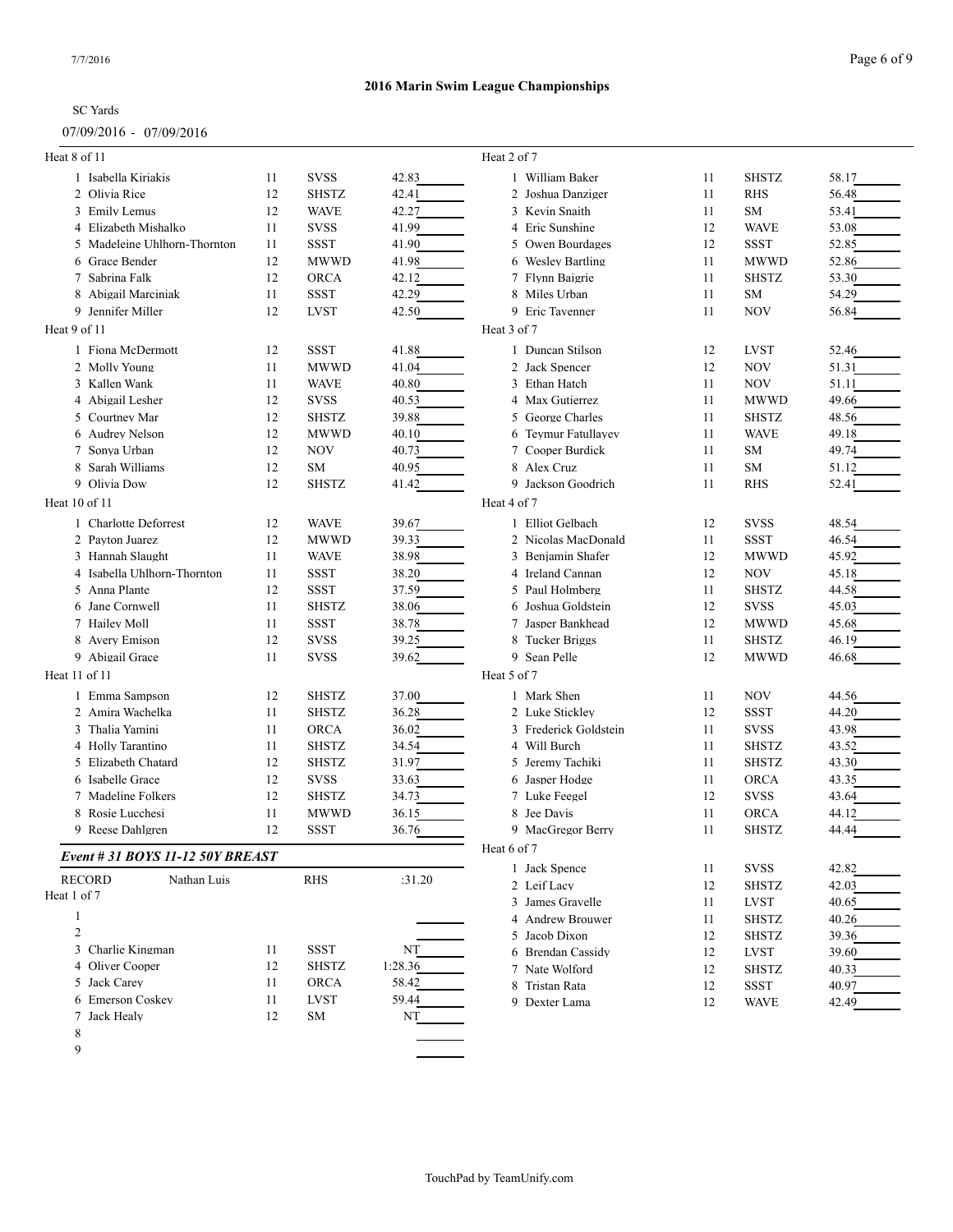## 2016 Marin Swim League Championships

SC Yards

07/09/2016 - 07/09/2016

Heat 8 of 11

| Lane | Name | Age | Team | Seed Time |
|---|---|---|---|---|
| 1 | Isabella Kiriakis | 11 | SVSS | 42.83 |
| 2 | Olivia Rice | 12 | SHSTZ | 42.41 |
| 3 | Emily Lemus | 12 | WAVE | 42.27 |
| 4 | Elizabeth Mishalko | 11 | SVSS | 41.99 |
| 5 | Madeleine Uhlhorn-Thornton | 11 | SSST | 41.90 |
| 6 | Grace Bender | 12 | MWWD | 41.98 |
| 7 | Sabrina Falk | 12 | ORCA | 42.12 |
| 8 | Abigail Marciniak | 11 | SSST | 42.29 |
| 9 | Jennifer Miller | 12 | LVST | 42.50 |

Heat 9 of 11

| Lane | Name | Age | Team | Seed Time |
|---|---|---|---|---|
| 1 | Fiona McDermott | 12 | SSST | 41.88 |
| 2 | Molly Young | 11 | MWWD | 41.04 |
| 3 | Kallen Wank | 11 | WAVE | 40.80 |
| 4 | Abigail Lesher | 12 | SVSS | 40.53 |
| 5 | Courtney Mar | 12 | SHSTZ | 39.88 |
| 6 | Audrey Nelson | 12 | MWWD | 40.10 |
| 7 | Sonya Urban | 12 | NOV | 40.73 |
| 8 | Sarah Williams | 12 | SM | 40.95 |
| 9 | Olivia Dow | 12 | SHSTZ | 41.42 |

Heat 10 of 11

| Lane | Name | Age | Team | Seed Time |
|---|---|---|---|---|
| 1 | Charlotte Deforrest | 12 | WAVE | 39.67 |
| 2 | Payton Juarez | 12 | MWWD | 39.33 |
| 3 | Hannah Slaught | 11 | WAVE | 38.98 |
| 4 | Isabella Uhlhorn-Thornton | 11 | SSST | 38.20 |
| 5 | Anna Plante | 12 | SSST | 37.59 |
| 6 | Jane Cornwell | 11 | SHSTZ | 38.06 |
| 7 | Hailey Moll | 11 | SSST | 38.78 |
| 8 | Avery Emison | 12 | SVSS | 39.25 |
| 9 | Abigail Grace | 11 | SVSS | 39.62 |

Heat 11 of 11

| Lane | Name | Age | Team | Seed Time |
|---|---|---|---|---|
| 1 | Emma Sampson | 12 | SHSTZ | 37.00 |
| 2 | Amira Wachelka | 11 | SHSTZ | 36.28 |
| 3 | Thalia Yamini | 11 | ORCA | 36.02 |
| 4 | Holly Tarantino | 11 | SHSTZ | 34.54 |
| 5 | Elizabeth Chatard | 12 | SHSTZ | 31.97 |
| 6 | Isabelle Grace | 12 | SVSS | 33.63 |
| 7 | Madeline Folkers | 12 | SHSTZ | 34.73 |
| 8 | Rosie Lucchesi | 11 | MWWD | 36.15 |
| 9 | Reese Dahlgren | 12 | SSST | 36.76 |

### *Event # 31 BOYS 11-12 50Y BREAST*

RECORD Nathan Luis RHS :31.20

Heat 1 of 7

| Lane | Name | Age | Team | Seed Time |
|---|---|---|---|---|
| 1 | | | | |
| 2 | | | | |
| 3 | Charlie Kingman | 11 | SSST | NT |
| 4 | Oliver Cooper | 12 | SHSTZ | 1:28.36 |
| 5 | Jack Carey | 11 | ORCA | 58.42 |
| 6 | Emerson Coskey | 11 | LVST | 59.44 |
| 7 | Jack Healy | 12 | SM | NT |
| 8 | | | | |
| 9 | | | | |

Heat 2 of 7

| Lane | Name | Age | Team | Seed Time |
|---|---|---|---|---|
| 1 | William Baker | 11 | SHSTZ | 58.17 |
| 2 | Joshua Danziger | 11 | RHS | 56.48 |
| 3 | Kevin Snaith | 11 | SM | 53.41 |
| 4 | Eric Sunshine | 12 | WAVE | 53.08 |
| 5 | Owen Bourdages | 12 | SSST | 52.85 |
| 6 | Wesley Bartling | 11 | MWWD | 52.86 |
| 7 | Flynn Baigrie | 11 | SHSTZ | 53.30 |
| 8 | Miles Urban | 11 | SM | 54.29 |
| 9 | Eric Tavenner | 11 | NOV | 56.84 |

Heat 3 of 7

| Lane | Name | Age | Team | Seed Time |
|---|---|---|---|---|
| 1 | Duncan Stilson | 12 | LVST | 52.46 |
| 2 | Jack Spencer | 12 | NOV | 51.31 |
| 3 | Ethan Hatch | 11 | NOV | 51.11 |
| 4 | Max Gutierrez | 11 | MWWD | 49.66 |
| 5 | George Charles | 11 | SHSTZ | 48.56 |
| 6 | Teymur Fatullayev | 11 | WAVE | 49.18 |
| 7 | Cooper Burdick | 11 | SM | 49.74 |
| 8 | Alex Cruz | 11 | SM | 51.12 |
| 9 | Jackson Goodrich | 11 | RHS | 52.41 |

Heat 4 of 7

| Lane | Name | Age | Team | Seed Time |
|---|---|---|---|---|
| 1 | Elliot Gelbach | 12 | SVSS | 48.54 |
| 2 | Nicolas MacDonald | 11 | SSST | 46.54 |
| 3 | Benjamin Shafer | 12 | MWWD | 45.92 |
| 4 | Ireland Cannan | 12 | NOV | 45.18 |
| 5 | Paul Holmberg | 11 | SHSTZ | 44.58 |
| 6 | Joshua Goldstein | 12 | SVSS | 45.03 |
| 7 | Jasper Bankhead | 12 | MWWD | 45.68 |
| 8 | Tucker Briggs | 11 | SHSTZ | 46.19 |
| 9 | Sean Pelle | 12 | MWWD | 46.68 |

Heat 5 of 7

| Lane | Name | Age | Team | Seed Time |
|---|---|---|---|---|
| 1 | Mark Shen | 11 | NOV | 44.56 |
| 2 | Luke Stickley | 12 | SSST | 44.20 |
| 3 | Frederick Goldstein | 11 | SVSS | 43.98 |
| 4 | Will Burch | 11 | SHSTZ | 43.52 |
| 5 | Jeremy Tachiki | 11 | SHSTZ | 43.30 |
| 6 | Jasper Hodge | 11 | ORCA | 43.35 |
| 7 | Luke Feegel | 12 | SVSS | 43.64 |
| 8 | Jee Davis | 11 | ORCA | 44.12 |
| 9 | MacGregor Berry | 11 | SHSTZ | 44.44 |

Heat 6 of 7

| Lane | Name | Age | Team | Seed Time |
|---|---|---|---|---|
| 1 | Jack Spence | 11 | SVSS | 42.82 |
| 2 | Leif Lacy | 12 | SHSTZ | 42.03 |
| 3 | James Gravelle | 11 | LVST | 40.65 |
| 4 | Andrew Brouwer | 11 | SHSTZ | 40.26 |
| 5 | Jacob Dixon | 12 | SHSTZ | 39.36 |
| 6 | Brendan Cassidy | 12 | LVST | 39.60 |
| 7 | Nate Wolford | 12 | SHSTZ | 40.33 |
| 8 | Tristan Rata | 12 | SSST | 40.97 |
| 9 | Dexter Lama | 12 | WAVE | 42.49 |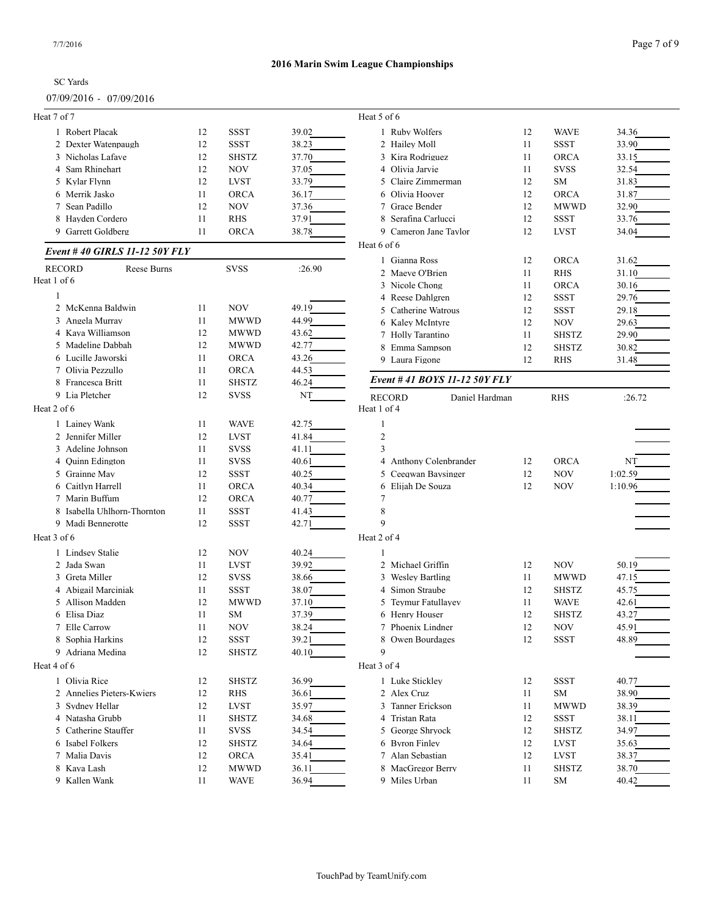## 2016 Marin Swim League Championships

SC Yards

07/09/2016 - 07/09/2016

Heat 7 of 7

| Lane | Name | Age | Team | Seed Time |
|---|---|---|---|---|
| 1 | Robert Placak | 12 | SSST | 39.02 |
| 2 | Dexter Watenpaugh | 12 | SSST | 38.23 |
| 3 | Nicholas Lafave | 12 | SHSTZ | 37.70 |
| 4 | Sam Rhinehart | 12 | NOV | 37.05 |
| 5 | Kylar Flynn | 12 | LVST | 33.79 |
| 6 | Merrik Jasko | 11 | ORCA | 36.17 |
| 7 | Sean Padillo | 12 | NOV | 37.36 |
| 8 | Hayden Cordero | 11 | RHS | 37.91 |
| 9 | Garrett Goldberg | 11 | ORCA | 38.78 |

### *Event # 40 GIRLS 11-12 50Y FLY*

RECORD Reese Burns SVSS :26.90

Heat 1 of 6

| Lane | Name | Age | Team | Seed Time |
|---|---|---|---|---|
| 1 | | | | |
| 2 | McKenna Baldwin | 11 | NOV | 49.19 |
| 3 | Angela Murray | 11 | MWWD | 44.99 |
| 4 | Kaya Williamson | 12 | MWWD | 43.62 |
| 5 | Madeline Dabbah | 12 | MWWD | 42.77 |
| 6 | Lucille Jaworski | 11 | ORCA | 43.26 |
| 7 | Olivia Pezzullo | 11 | ORCA | 44.53 |
| 8 | Francesca Britt | 11 | SHSTZ | 46.24 |
| 9 | Lia Pletcher | 12 | SVSS | NT |

Heat 2 of 6

| Lane | Name | Age | Team | Seed Time |
|---|---|---|---|---|
| 1 | Lainey Wank | 11 | WAVE | 42.75 |
| 2 | Jennifer Miller | 12 | LVST | 41.84 |
| 3 | Adeline Johnson | 11 | SVSS | 41.11 |
| 4 | Quinn Edington | 11 | SVSS | 40.61 |
| 5 | Grainne May | 12 | SSST | 40.25 |
| 6 | Caitlyn Harrell | 11 | ORCA | 40.34 |
| 7 | Marin Buffum | 12 | ORCA | 40.77 |
| 8 | Isabella Uhlhorn-Thornton | 11 | SSST | 41.43 |
| 9 | Madi Bennerotte | 12 | SSST | 42.71 |

Heat 3 of 6

| Lane | Name | Age | Team | Seed Time |
|---|---|---|---|---|
| 1 | Lindsey Stalie | 12 | NOV | 40.24 |
| 2 | Jada Swan | 11 | LVST | 39.92 |
| 3 | Greta Miller | 12 | SVSS | 38.66 |
| 4 | Abigail Marciniak | 11 | SSST | 38.07 |
| 5 | Allison Madden | 12 | MWWD | 37.10 |
| 6 | Elisa Diaz | 11 | SM | 37.39 |
| 7 | Elle Carrow | 11 | NOV | 38.24 |
| 8 | Sophia Harkins | 12 | SSST | 39.21 |
| 9 | Adriana Medina | 12 | SHSTZ | 40.10 |

Heat 4 of 6

| Lane | Name | Age | Team | Seed Time |
|---|---|---|---|---|
| 1 | Olivia Rice | 12 | SHSTZ | 36.99 |
| 2 | Annelies Pieters-Kwiers | 12 | RHS | 36.61 |
| 3 | Sydney Hellar | 12 | LVST | 35.97 |
| 4 | Natasha Grubb | 11 | SHSTZ | 34.68 |
| 5 | Catherine Stauffer | 11 | SVSS | 34.54 |
| 6 | Isabel Folkers | 12 | SHSTZ | 34.64 |
| 7 | Malia Davis | 12 | ORCA | 35.41 |
| 8 | Kaya Lash | 12 | MWWD | 36.11 |
| 9 | Kallen Wank | 11 | WAVE | 36.94 |

Heat 5 of 6

| Lane | Name | Age | Team | Seed Time |
|---|---|---|---|---|
| 1 | Ruby Wolfers | 12 | WAVE | 34.36 |
| 2 | Hailey Moll | 11 | SSST | 33.90 |
| 3 | Kira Rodriguez | 11 | ORCA | 33.15 |
| 4 | Olivia Jarvie | 11 | SVSS | 32.54 |
| 5 | Claire Zimmerman | 12 | SM | 31.83 |
| 6 | Olivia Hoover | 12 | ORCA | 31.87 |
| 7 | Grace Bender | 12 | MWWD | 32.90 |
| 8 | Serafina Carlucci | 12 | SSST | 33.76 |
| 9 | Cameron Jane Taylor | 12 | LVST | 34.04 |

Heat 6 of 6

| Lane | Name | Age | Team | Seed Time |
|---|---|---|---|---|
| 1 | Gianna Ross | 12 | ORCA | 31.62 |
| 2 | Maeve O'Brien | 11 | RHS | 31.10 |
| 3 | Nicole Chong | 11 | ORCA | 30.16 |
| 4 | Reese Dahlgren | 12 | SSST | 29.76 |
| 5 | Catherine Watrous | 12 | SSST | 29.18 |
| 6 | Kaley McIntyre | 12 | NOV | 29.63 |
| 7 | Holly Tarantino | 11 | SHSTZ | 29.90 |
| 8 | Emma Sampson | 12 | SHSTZ | 30.82 |
| 9 | Laura Figone | 12 | RHS | 31.48 |

### *Event # 41 BOYS 11-12 50Y FLY*

RECORD Daniel Hardman RHS :26.72

Heat 1 of 4

| Lane | Name | Age | Team | Seed Time |
|---|---|---|---|---|
| 1 | | | | |
| 2 | | | | |
| 3 | | | | |
| 4 | Anthony Colenbrander | 12 | ORCA | NT |
| 5 | Ceegwan Baysinger | 12 | NOV | 1:02.59 |
| 6 | Elijah De Souza | 12 | NOV | 1:10.96 |
| 7 | | | | |
| 8 | | | | |
| 9 | | | | |

Heat 2 of 4

| Lane | Name | Age | Team | Seed Time |
|---|---|---|---|---|
| 1 | | | | |
| 2 | Michael Griffin | 12 | NOV | 50.19 |
| 3 | Wesley Bartling | 11 | MWWD | 47.15 |
| 4 | Simon Straube | 12 | SHSTZ | 45.75 |
| 5 | Teymur Fatullayev | 11 | WAVE | 42.61 |
| 6 | Henry Houser | 12 | SHSTZ | 43.27 |
| 7 | Phoenix Lindner | 12 | NOV | 45.91 |
| 8 | Owen Bourdages | 12 | SSST | 48.89 |
| 9 | | | | |

Heat 3 of 4

| Lane | Name | Age | Team | Seed Time |
|---|---|---|---|---|
| 1 | Luke Stickley | 12 | SSST | 40.77 |
| 2 | Alex Cruz | 11 | SM | 38.90 |
| 3 | Tanner Erickson | 11 | MWWD | 38.39 |
| 4 | Tristan Rata | 12 | SSST | 38.11 |
| 5 | George Shryock | 12 | SHSTZ | 34.97 |
| 6 | Byron Finley | 12 | LVST | 35.63 |
| 7 | Alan Sebastian | 12 | LVST | 38.37 |
| 8 | MacGregor Berry | 11 | SHSTZ | 38.70 |
| 9 | Miles Urban | 11 | SM | 40.42 |

TouchPad by TeamUnify.com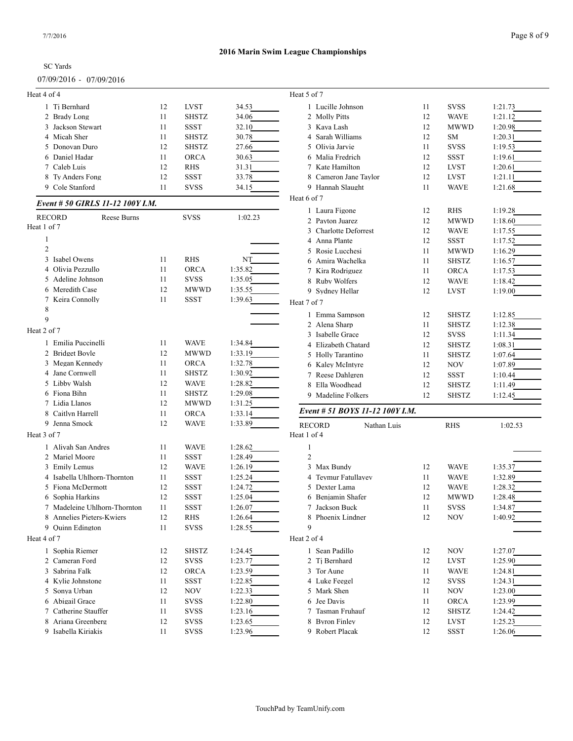# 2016 Marin Swim League Championships

SC Yards

07/09/2016 - 07/09/2016

Heat 4 of 4

| Lane | Name | Age | Team | Seed Time |
|---|---|---|---|---|
| 1 | Tj Bernhard | 12 | LVST | 34.53 |
| 2 | Brady Long | 11 | SHSTZ | 34.06 |
| 3 | Jackson Stewart | 11 | SSST | 32.10 |
| 4 | Micah Sher | 11 | SHSTZ | 30.78 |
| 5 | Donovan Duro | 12 | SHSTZ | 27.66 |
| 6 | Daniel Hadar | 11 | ORCA | 30.63 |
| 7 | Caleb Luis | 12 | RHS | 31.31 |
| 8 | Ty Anders Fong | 12 | SSST | 33.78 |
| 9 | Cole Stanford | 11 | SVSS | 34.15 |

### *Event # 50 GIRLS 11-12 100Y I.M.*

RECORD Reese Burns SVSS 1:02.23

Heat 1 of 7

| Lane | Name | Age | Team | Seed Time |
|---|---|---|---|---|
| 1 | | | | |
| 2 | | | | |
| 3 | Isabel Owens | 11 | RHS | NT |
| 4 | Olivia Pezzullo | 11 | ORCA | 1:35.82 |
| 5 | Adeline Johnson | 11 | SVSS | 1:35.05 |
| 6 | Meredith Case | 12 | MWWD | 1:35.55 |
| 7 | Keira Connolly | 11 | SSST | 1:39.63 |
| 8 | | | | |
| 9 | | | | |

Heat 2 of 7

| Lane | Name | Age | Team | Seed Time |
|---|---|---|---|---|
| 1 | Emilia Puccinelli | 11 | WAVE | 1:34.84 |
| 2 | Bridget Boyle | 12 | MWWD | 1:33.19 |
| 3 | Megan Kennedy | 11 | ORCA | 1:32.78 |
| 4 | Jane Cornwell | 11 | SHSTZ | 1:30.92 |
| 5 | Libby Walsh | 12 | WAVE | 1:28.82 |
| 6 | Fiona Bihn | 11 | SHSTZ | 1:29.08 |
| 7 | Lidia Llanos | 12 | MWWD | 1:31.25 |
| 8 | Caitlyn Harrell | 11 | ORCA | 1:33.14 |
| 9 | Jenna Smock | 12 | WAVE | 1:33.89 |

Heat 3 of 7

| Lane | Name | Age | Team | Seed Time |
|---|---|---|---|---|
| 1 | Aliyah San Andres | 11 | WAVE | 1:28.62 |
| 2 | Mariel Moore | 11 | SSST | 1:28.49 |
| 3 | Emily Lemus | 12 | WAVE | 1:26.19 |
| 4 | Isabella Uhlhorn-Thornton | 11 | SSST | 1:25.24 |
| 5 | Fiona McDermott | 12 | SSST | 1:24.72 |
| 6 | Sophia Harkins | 12 | SSST | 1:25.04 |
| 7 | Madeleine Uhlhorn-Thornton | 11 | SSST | 1:26.07 |
| 8 | Annelies Pieters-Kwiers | 12 | RHS | 1:26.64 |
| 9 | Quinn Edington | 11 | SVSS | 1:28.55 |

Heat 4 of 7

| Lane | Name | Age | Team | Seed Time |
|---|---|---|---|---|
| 1 | Sophia Riemer | 12 | SHSTZ | 1:24.45 |
| 2 | Cameran Ford | 12 | SVSS | 1:23.77 |
| 3 | Sabrina Falk | 12 | ORCA | 1:23.59 |
| 4 | Kylie Johnstone | 11 | SSST | 1:22.85 |
| 5 | Sonya Urban | 12 | NOV | 1:22.33 |
| 6 | Abigail Grace | 11 | SVSS | 1:22.80 |
| 7 | Catherine Stauffer | 11 | SVSS | 1:23.16 |
| 8 | Ariana Greenberg | 12 | SVSS | 1:23.65 |
| 9 | Isabella Kiriakis | 11 | SVSS | 1:23.96 |

Heat 5 of 7

| Lane | Name | Age | Team | Seed Time |
|---|---|---|---|---|
| 1 | Lucille Johnson | 11 | SVSS | 1:21.73 |
| 2 | Molly Pitts | 12 | WAVE | 1:21.12 |
| 3 | Kaya Lash | 12 | MWWD | 1:20.98 |
| 4 | Sarah Williams | 12 | SM | 1:20.31 |
| 5 | Olivia Jarvie | 11 | SVSS | 1:19.53 |
| 6 | Malia Fredrich | 12 | SSST | 1:19.61 |
| 7 | Kate Hamilton | 12 | LVST | 1:20.61 |
| 8 | Cameron Jane Taylor | 12 | LVST | 1:21.11 |
| 9 | Hannah Slaught | 11 | WAVE | 1:21.68 |

Heat 6 of 7

| Lane | Name | Age | Team | Seed Time |
|---|---|---|---|---|
| 1 | Laura Figone | 12 | RHS | 1:19.28 |
| 2 | Payton Juarez | 12 | MWWD | 1:18.60 |
| 3 | Charlotte Deforrest | 12 | WAVE | 1:17.55 |
| 4 | Anna Plante | 12 | SSST | 1:17.52 |
| 5 | Rosie Lucchesi | 11 | MWWD | 1:16.29 |
| 6 | Amira Wachelka | 11 | SHSTZ | 1:16.57 |
| 7 | Kira Rodriguez | 11 | ORCA | 1:17.53 |
| 8 | Ruby Wolfers | 12 | WAVE | 1:18.42 |
| 9 | Sydney Hellar | 12 | LVST | 1:19.00 |

Heat 7 of 7

| Lane | Name | Age | Team | Seed Time |
|---|---|---|---|---|
| 1 | Emma Sampson | 12 | SHSTZ | 1:12.85 |
| 2 | Alena Sharp | 11 | SHSTZ | 1:12.38 |
| 3 | Isabelle Grace | 12 | SVSS | 1:11.34 |
| 4 | Elizabeth Chatard | 12 | SHSTZ | 1:08.31 |
| 5 | Holly Tarantino | 11 | SHSTZ | 1:07.64 |
| 6 | Kaley McIntyre | 12 | NOV | 1:07.89 |
| 7 | Reese Dahlgren | 12 | SSST | 1:10.44 |
| 8 | Ella Woodhead | 12 | SHSTZ | 1:11.49 |
| 9 | Madeline Folkers | 12 | SHSTZ | 1:12.45 |

### *Event # 51 BOYS 11-12 100Y I.M.*

RECORD Nathan Luis RHS 1:02.53

Heat 1 of 4

| Lane | Name | Age | Team | Seed Time |
|---|---|---|---|---|
| 1 | | | | |
| 2 | | | | |
| 3 | Max Bundy | 12 | WAVE | 1:35.37 |
| 4 | Teymur Fatullayev | 11 | WAVE | 1:32.89 |
| 5 | Dexter Lama | 12 | WAVE | 1:28.32 |
| 6 | Benjamin Shafer | 12 | MWWD | 1:28.48 |
| 7 | Jackson Buck | 11 | SVSS | 1:34.87 |
| 8 | Phoenix Lindner | 12 | NOV | 1:40.92 |
| 9 | | | | |

Heat 2 of 4

| Lane | Name | Age | Team | Seed Time |
|---|---|---|---|---|
| 1 | Sean Padillo | 12 | NOV | 1:27.07 |
| 2 | Tj Bernhard | 12 | LVST | 1:25.90 |
| 3 | Tor Aune | 11 | WAVE | 1:24.81 |
| 4 | Luke Feegel | 12 | SVSS | 1:24.31 |
| 5 | Mark Shen | 11 | NOV | 1:23.00 |
| 6 | Jee Davis | 11 | ORCA | 1:23.99 |
| 7 | Tasman Fruhauf | 12 | SHSTZ | 1:24.42 |
| 8 | Byron Finley | 12 | LVST | 1:25.23 |
| 9 | Robert Placak | 12 | SSST | 1:26.06 |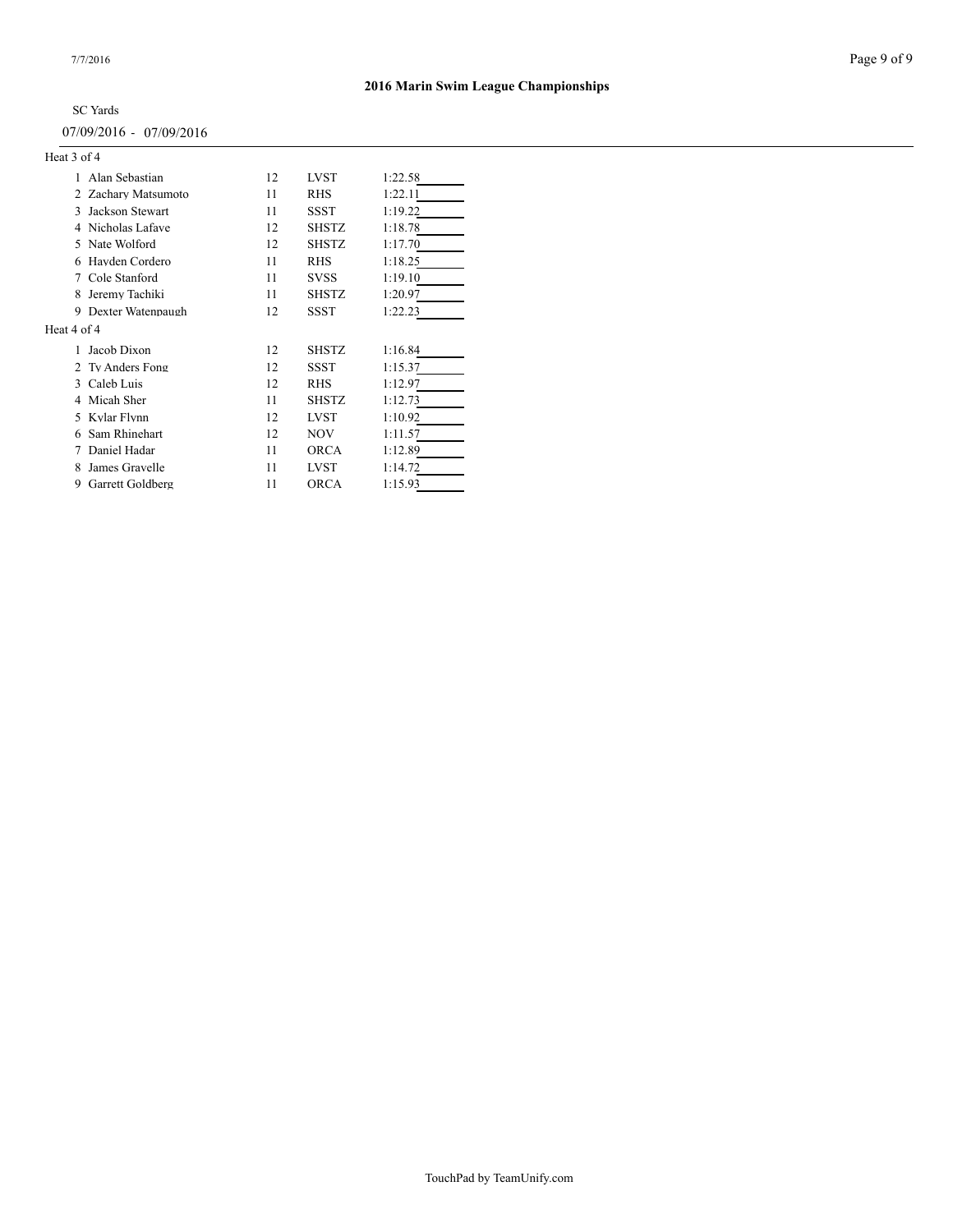SC Yards

07/09/2016 - 07/09/2016

Heat 3 of 4

| | | | | |
|---|---|---|---|---|
| 1 | Alan Sebastian | 12 | LVST | 1:22.58 |
| 2 | Zachary Matsumoto | 11 | RHS | 1:22.11 |
| 3 | Jackson Stewart | 11 | SSST | 1:19.22 |
| 4 | Nicholas Lafave | 12 | SHSTZ | 1:18.78 |
| 5 | Nate Wolford | 12 | SHSTZ | 1:17.70 |
| 6 | Hayden Cordero | 11 | RHS | 1:18.25 |
| 7 | Cole Stanford | 11 | SVSS | 1:19.10 |
| 8 | Jeremy Tachiki | 11 | SHSTZ | 1:20.97 |
| 9 | Dexter Watenpaugh | 12 | SSST | 1:22.23 |

Heat 4 of 4

| | | | | |
|---|---|---|---|---|
| 1 | Jacob Dixon | 12 | SHSTZ | 1:16.84 |
| 2 | Ty Anders Fong | 12 | SSST | 1:15.37 |
| 3 | Caleb Luis | 12 | RHS | 1:12.97 |
| 4 | Micah Sher | 11 | SHSTZ | 1:12.73 |
| 5 | Kylar Flynn | 12 | LVST | 1:10.92 |
| 6 | Sam Rhinehart | 12 | NOV | 1:11.57 |
| 7 | Daniel Hadar | 11 | ORCA | 1:12.89 |
| 8 | James Gravelle | 11 | LVST | 1:14.72 |
| 9 | Garrett Goldberg | 11 | ORCA | 1:15.93 |